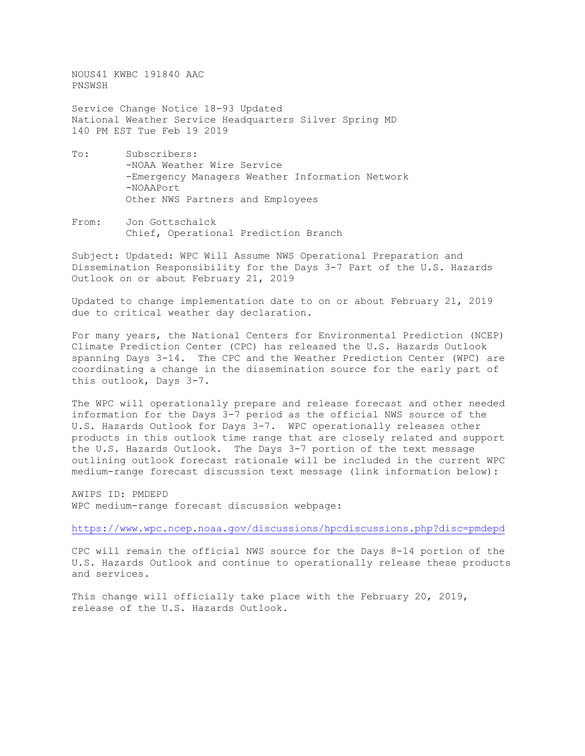NOUS41 KWBC 191840 AAC
PNSWSH

Service Change Notice 18-93 Updated
National Weather Service Headquarters Silver Spring MD
140 PM EST Tue Feb 19 2019

To: Subscribers:
-NOAA Weather Wire Service
-Emergency Managers Weather Information Network
-NOAAPort
Other NWS Partners and Employees

From: Jon Gottschalck
Chief, Operational Prediction Branch

Subject: Updated: WPC Will Assume NWS Operational Preparation and Dissemination Responsibility for the Days 3-7 Part of the U.S. Hazards Outlook on or about February 21, 2019

Updated to change implementation date to on or about February 21, 2019 due to critical weather day declaration.

For many years, the National Centers for Environmental Prediction (NCEP) Climate Prediction Center (CPC) has released the U.S. Hazards Outlook spanning Days 3-14. The CPC and the Weather Prediction Center (WPC) are coordinating a change in the dissemination source for the early part of this outlook, Days 3-7.

The WPC will operationally prepare and release forecast and other needed information for the Days 3-7 period as the official NWS source of the U.S. Hazards Outlook for Days 3-7. WPC operationally releases other products in this outlook time range that are closely related and support the U.S. Hazards Outlook. The Days 3-7 portion of the text message outlining outlook forecast rationale will be included in the current WPC medium-range forecast discussion text message (link information below):

AWIPS ID: PMDEPD
WPC medium-range forecast discussion webpage:

https://www.wpc.ncep.noaa.gov/discussions/hpcdiscussions.php?disc=pmdepd

CPC will remain the official NWS source for the Days 8-14 portion of the U.S. Hazards Outlook and continue to operationally release these products and services.

This change will officially take place with the February 20, 2019, release of the U.S. Hazards Outlook.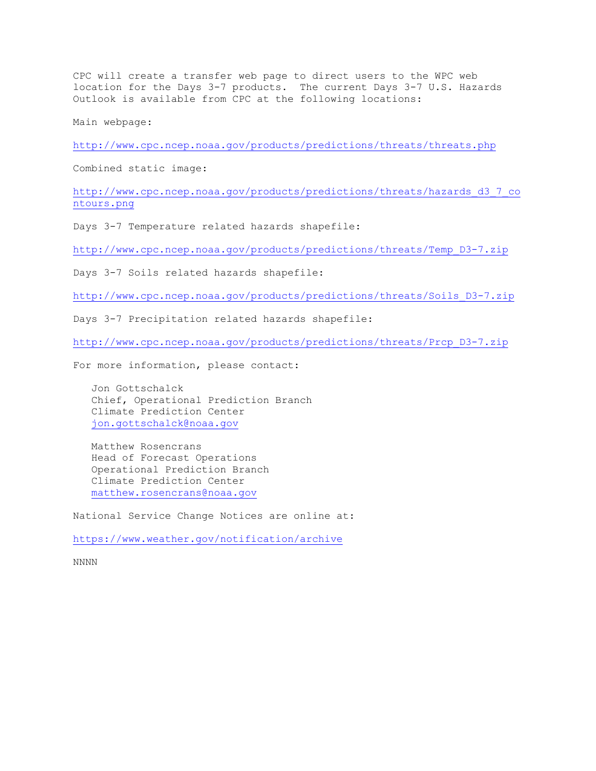CPC will create a transfer web page to direct users to the WPC web location for the Days 3-7 products. The current Days 3-7 U.S. Hazards Outlook is available from CPC at the following locations:

Main webpage:

http://www.cpc.ncep.noaa.gov/products/predictions/threats/threats.php

Combined static image:

http://www.cpc.ncep.noaa.gov/products/predictions/threats/hazards_d3_7_contours.png

Days 3-7 Temperature related hazards shapefile:

http://www.cpc.ncep.noaa.gov/products/predictions/threats/Temp_D3-7.zip

Days 3-7 Soils related hazards shapefile:

http://www.cpc.ncep.noaa.gov/products/predictions/threats/Soils_D3-7.zip

Days 3-7 Precipitation related hazards shapefile:

http://www.cpc.ncep.noaa.gov/products/predictions/threats/Prcp_D3-7.zip

For more information, please contact:

Jon Gottschalck
Chief, Operational Prediction Branch
Climate Prediction Center
jon.gottschalck@noaa.gov

Matthew Rosencrans
Head of Forecast Operations
Operational Prediction Branch
Climate Prediction Center
matthew.rosencrans@noaa.gov

National Service Change Notices are online at:

https://www.weather.gov/notification/archive

NNNN